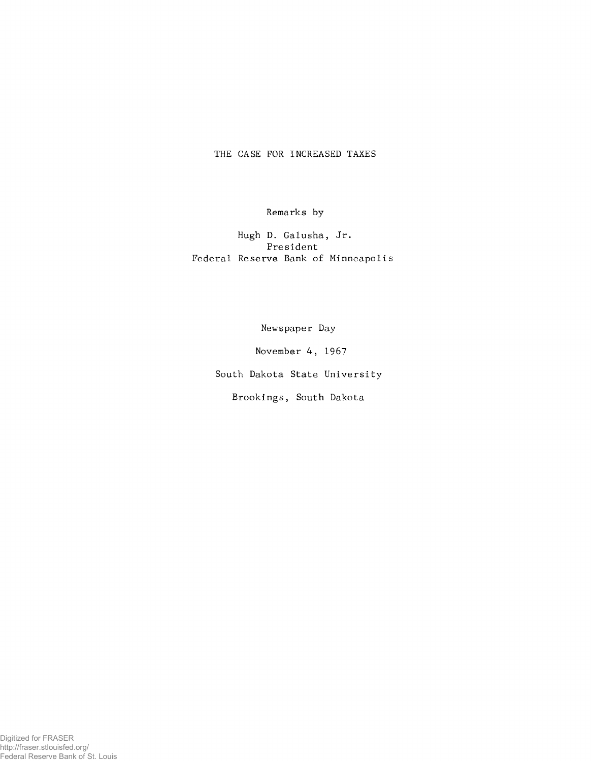# THE CASE FOR INCREASED TAXES

Remarks by

Hugh D. Galusha, Jr.
President
Federal Reserve Bank of Minneapolis

Newspaper Day

November 4, 1967

South Dakota State University

Brookings, South Dakota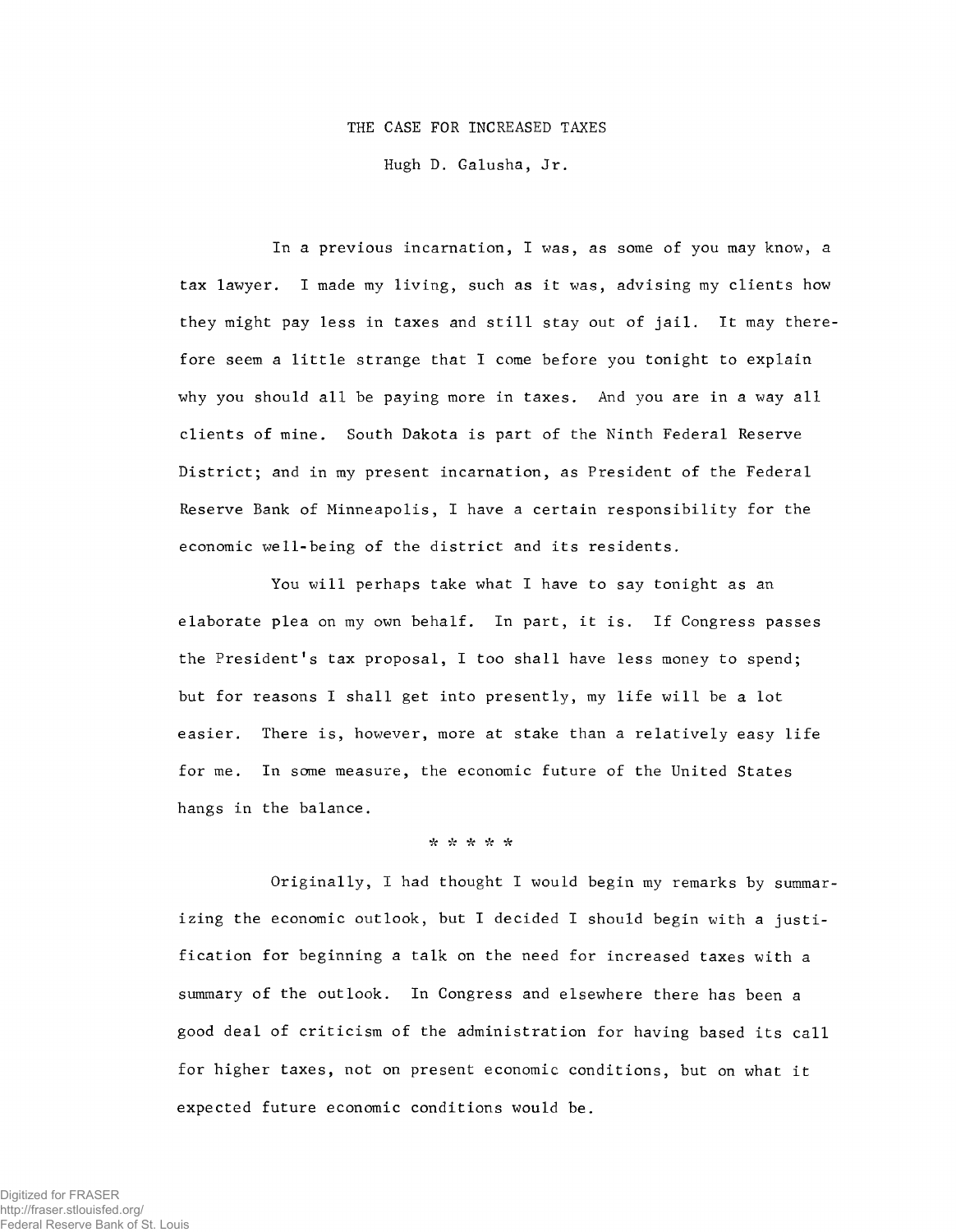THE CASE FOR INCREASED TAXES

Hugh D. Galusha, Jr.

In a previous incarnation, I was, as some of you may know, a tax lawyer. I made my living, such as it was, advising my clients how they might pay less in taxes and still stay out of jail. It may therefore seem a little strange that I come before you tonight to explain why you should all be paying more in taxes. And you are in a way all clients of mine. South Dakota is part of the Ninth Federal Reserve District; and in my present incarnation, as President of the Federal Reserve Bank of Minneapolis, I have a certain responsibility for the economic well-being of the district and its residents.

You will perhaps take what I have to say tonight as an elaborate plea on my own behalf. In part, it is. If Congress passes the President's tax proposal, I too shall have less money to spend; but for reasons I shall get into presently, my life will be a lot easier. There is, however, more at stake than a relatively easy life for me. In some measure, the economic future of the United States hangs in the balance.

* * * * *

Originally, I had thought I would begin my remarks by summarizing the economic outlook, but I decided I should begin with a justification for beginning a talk on the need for increased taxes with a summary of the outlook. In Congress and elsewhere there has been a good deal of criticism of the administration for having based its call for higher taxes, not on present economic conditions, but on what it expected future economic conditions would be.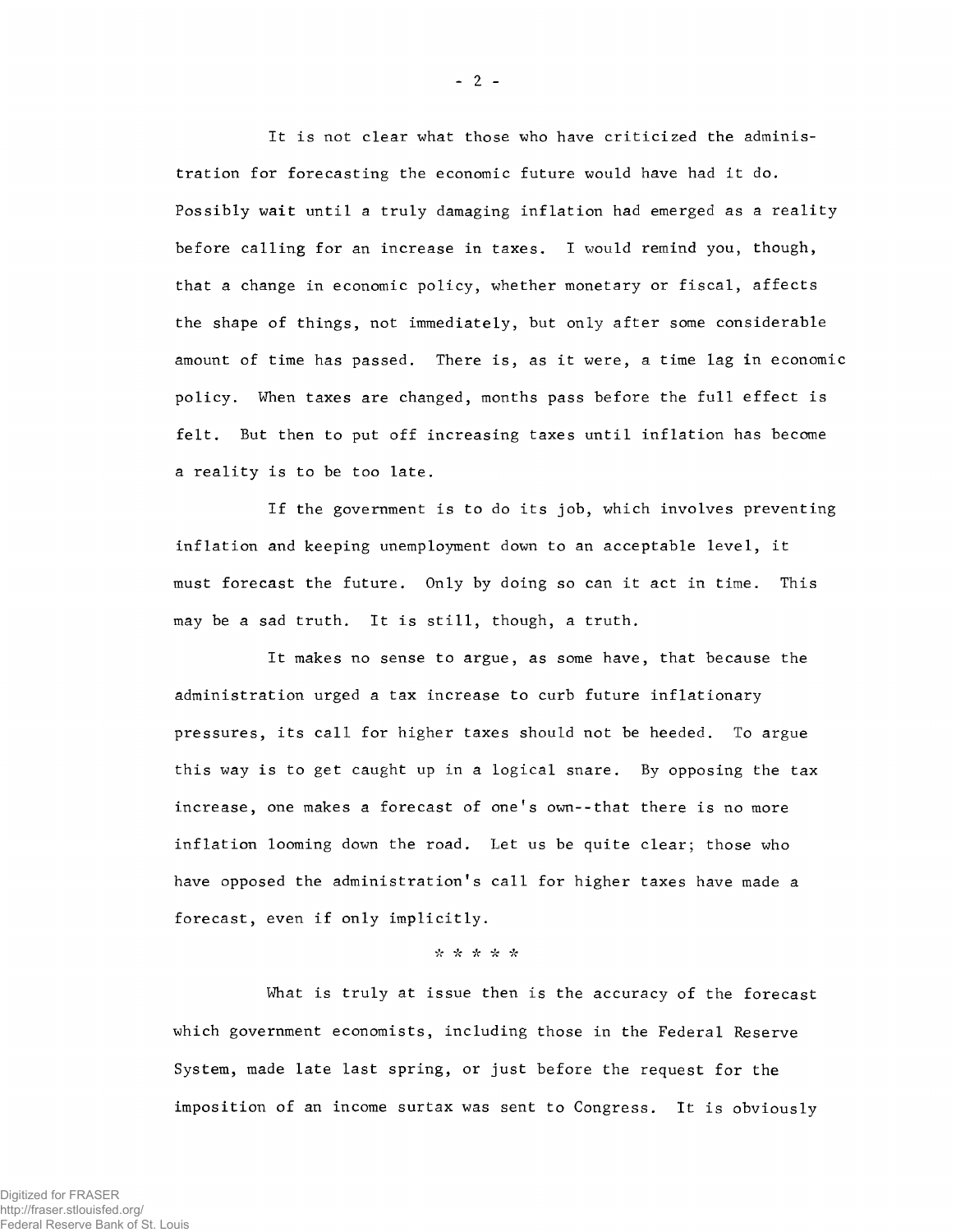It is not clear what those who have criticized the administration for forecasting the economic future would have had it do. Possibly wait until a truly damaging inflation had emerged as a reality before calling for an increase in taxes. I would remind you, though, that a change in economic policy, whether monetary or fiscal, affects the shape of things, not immediately, but only after some considerable amount of time has passed. There is, as it were, a time lag in economic policy. When taxes are changed, months pass before the full effect is felt. But then to put off increasing taxes until inflation has become a reality is to be too late.

If the government is to do its job, which involves preventing inflation and keeping unemployment down to an acceptable level, it must forecast the future. Only by doing so can it act in time. This may be a sad truth. It is still, though, a truth.

It makes no sense to argue, as some have, that because the administration urged a tax increase to curb future inflationary pressures, its call for higher taxes should not be heeded. To argue this way is to get caught up in a logical snare. By opposing the tax increase, one makes a forecast of one's own--that there is no more inflation looming down the road. Let us be quite clear; those who have opposed the administration's call for higher taxes have made a forecast, even if only implicitly.

* * * * *

What is truly at issue then is the accuracy of the forecast which government economists, including those in the Federal Reserve System, made late last spring, or just before the request for the imposition of an income surtax was sent to Congress. It is obviously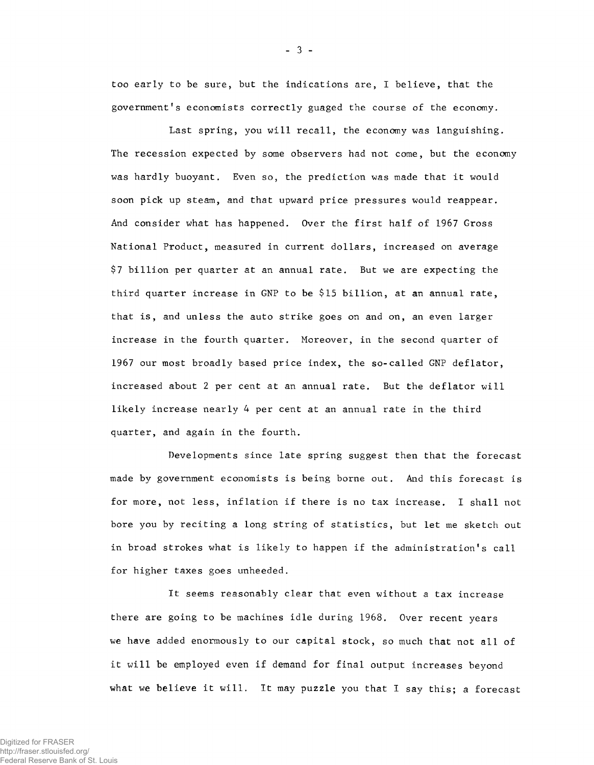too early to be sure, but the indications are, I believe, that the government's economists correctly guaged the course of the economy.

Last spring, you will recall, the economy was languishing. The recession expected by some observers had not come, but the economy was hardly buoyant. Even so, the prediction was made that it would soon pick up steam, and that upward price pressures would reappear. And consider what has happened. Over the first half of 1967 Gross National Product, measured in current dollars, increased on average $7 billion per quarter at an annual rate. But we are expecting the third quarter increase in GNP to be $15 billion, at an annual rate, that is, and unless the auto strike goes on and on, an even larger increase in the fourth quarter. Moreover, in the second quarter of 1967 our most broadly based price index, the so-called GNP deflator, increased about 2 per cent at an annual rate. But the deflator will likely increase nearly 4 per cent at an annual rate in the third quarter, and again in the fourth.

Developments since late spring suggest then that the forecast made by government economists is being borne out. And this forecast is for more, not less, inflation if there is no tax increase. I shall not bore you by reciting a long string of statistics, but let me sketch out in broad strokes what is likely to happen if the administration's call for higher taxes goes unheeded.

It seems reasonably clear that even without a tax increase there are going to be machines idle during 1968. Over recent years we have added enormously to our capital stock, so much that not all of it will be employed even if demand for final output increases beyond what we believe it will. It may puzzle you that I say this; a forecast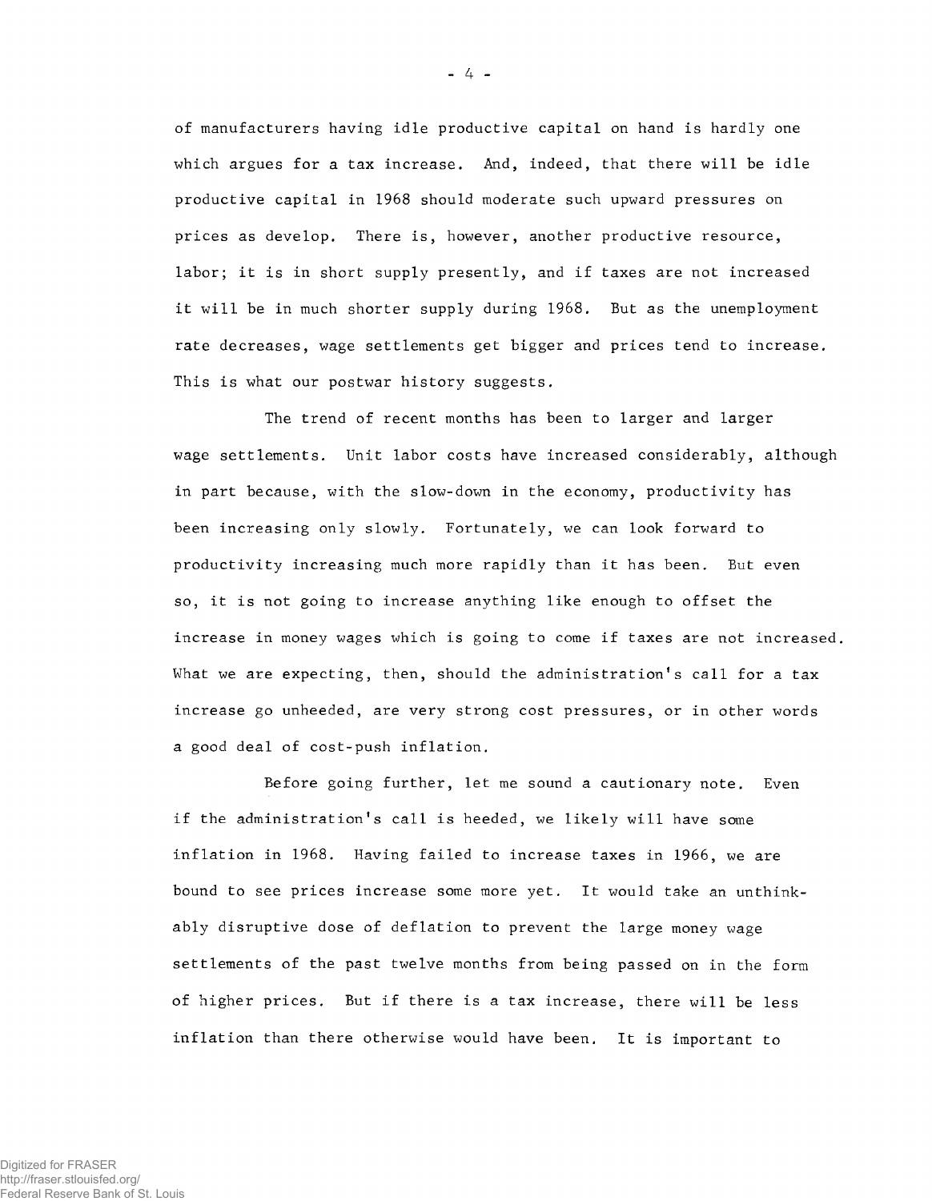of manufacturers having idle productive capital on hand is hardly one which argues for a tax increase. And, indeed, that there will be idle productive capital in 1968 should moderate such upward pressures on prices as develop. There is, however, another productive resource, labor; it is in short supply presently, and if taxes are not increased it will be in much shorter supply during 1968. But as the unemployment rate decreases, wage settlements get bigger and prices tend to increase. This is what our postwar history suggests.

The trend of recent months has been to larger and larger wage settlements. Unit labor costs have increased considerably, although in part because, with the slow-down in the economy, productivity has been increasing only slowly. Fortunately, we can look forward to productivity increasing much more rapidly than it has been. But even so, it is not going to increase anything like enough to offset the increase in money wages which is going to come if taxes are not increased. What we are expecting, then, should the administration's call for a tax increase go unheeded, are very strong cost pressures, or in other words a good deal of cost-push inflation.

Before going further, let me sound a cautionary note. Even if the administration's call is heeded, we likely will have some inflation in 1968. Having failed to increase taxes in 1966, we are bound to see prices increase some more yet. It would take an unthinkably disruptive dose of deflation to prevent the large money wage settlements of the past twelve months from being passed on in the form of higher prices. But if there is a tax increase, there will be less inflation than there otherwise would have been. It is important to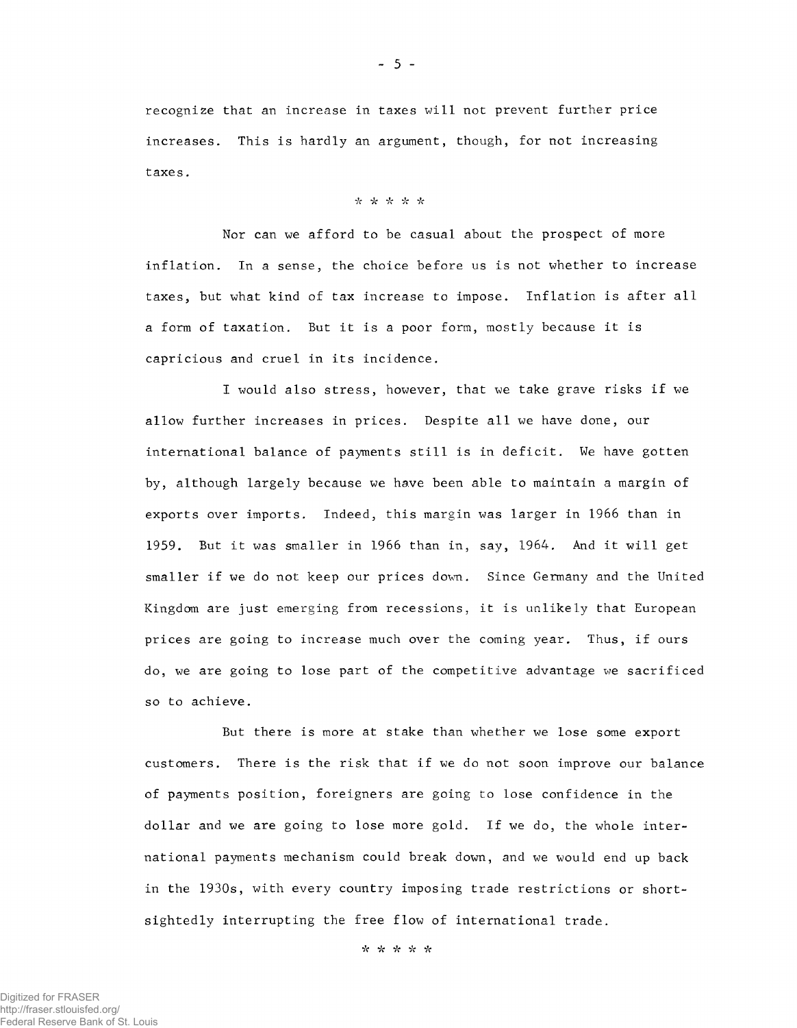recognize that an increase in taxes will not prevent further price increases. This is hardly an argument, though, for not increasing taxes.

* * * * *

Nor can we afford to be casual about the prospect of more inflation. In a sense, the choice before us is not whether to increase taxes, but what kind of tax increase to impose. Inflation is after all a form of taxation. But it is a poor form, mostly because it is capricious and cruel in its incidence.

I would also stress, however, that we take grave risks if we allow further increases in prices. Despite all we have done, our international balance of payments still is in deficit. We have gotten by, although largely because we have been able to maintain a margin of exports over imports. Indeed, this margin was larger in 1966 than in 1959. But it was smaller in 1966 than in, say, 1964. And it will get smaller if we do not keep our prices down. Since Germany and the United Kingdom are just emerging from recessions, it is unlikely that European prices are going to increase much over the coming year. Thus, if ours do, we are going to lose part of the competitive advantage we sacrificed so to achieve.

But there is more at stake than whether we lose some export customers. There is the risk that if we do not soon improve our balance of payments position, foreigners are going to lose confidence in the dollar and we are going to lose more gold. If we do, the whole international payments mechanism could break down, and we would end up back in the 1930s, with every country imposing trade restrictions or short-sightedly interrupting the free flow of international trade.

* * * * *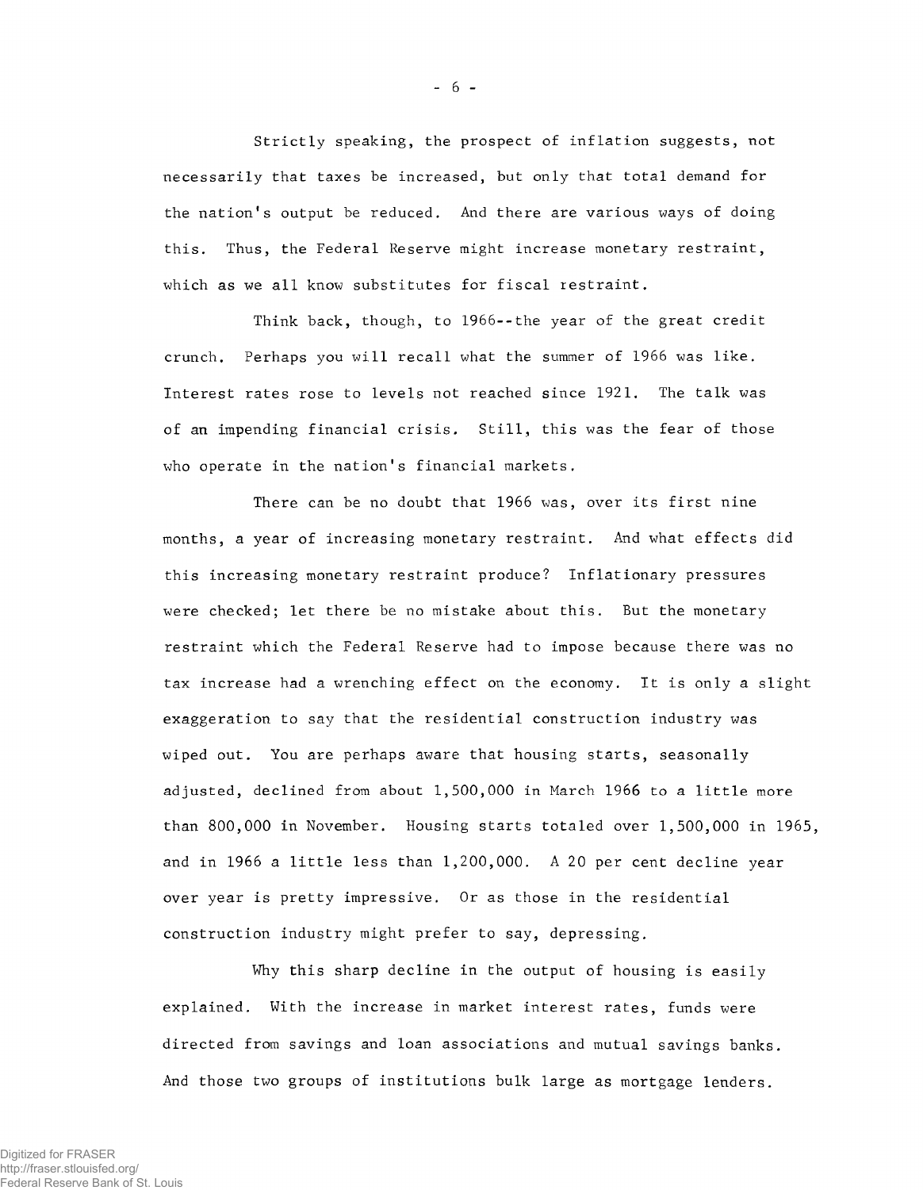Strictly speaking, the prospect of inflation suggests, not necessarily that taxes be increased, but only that total demand for the nation's output be reduced. And there are various ways of doing this. Thus, the Federal Reserve might increase monetary restraint, which as we all know substitutes for fiscal restraint.

Think back, though, to 1966--the year of the great credit crunch. Perhaps you will recall what the summer of 1966 was like. Interest rates rose to levels not reached since 1921. The talk was of an impending financial crisis. Still, this was the fear of those who operate in the nation's financial markets.

There can be no doubt that 1966 was, over its first nine months, a year of increasing monetary restraint. And what effects did this increasing monetary restraint produce? Inflationary pressures were checked; let there be no mistake about this. But the monetary restraint which the Federal Reserve had to impose because there was no tax increase had a wrenching effect on the economy. It is only a slight exaggeration to say that the residential construction industry was wiped out. You are perhaps aware that housing starts, seasonally adjusted, declined from about 1,500,000 in March 1966 to a little more than 800,000 in November. Housing starts totaled over 1,500,000 in 1965, and in 1966 a little less than 1,200,000. A 20 per cent decline year over year is pretty impressive. Or as those in the residential construction industry might prefer to say, depressing.

Why this sharp decline in the output of housing is easily explained. With the increase in market interest rates, funds were directed from savings and loan associations and mutual savings banks. And those two groups of institutions bulk large as mortgage lenders.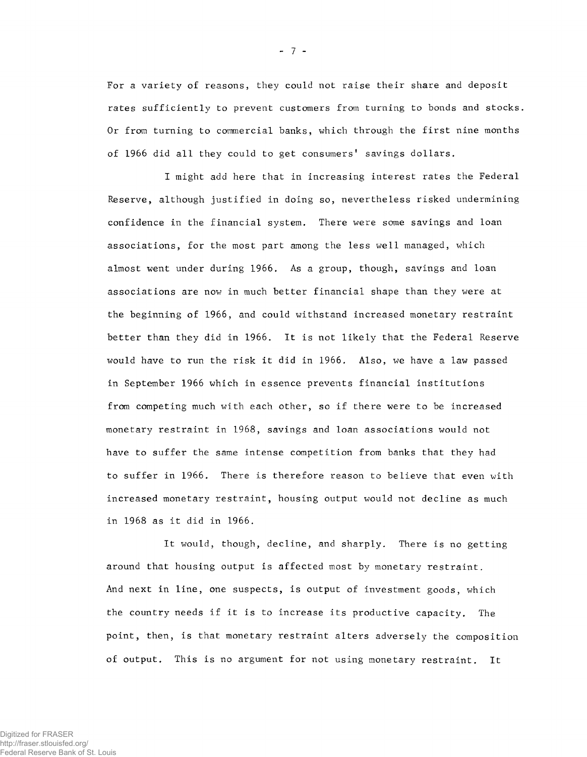For a variety of reasons, they could not raise their share and deposit rates sufficiently to prevent customers from turning to bonds and stocks. Or from turning to commercial banks, which through the first nine months of 1966 did all they could to get consumers' savings dollars.

I might add here that in increasing interest rates the Federal Reserve, although justified in doing so, nevertheless risked undermining confidence in the financial system. There were some savings and loan associations, for the most part among the less well managed, which almost went under during 1966. As a group, though, savings and loan associations are now in much better financial shape than they were at the beginning of 1966, and could withstand increased monetary restraint better than they did in 1966. It is not likely that the Federal Reserve would have to run the risk it did in 1966. Also, we have a law passed in September 1966 which in essence prevents financial institutions from competing much with each other, so if there were to be increased monetary restraint in 1968, savings and loan associations would not have to suffer the same intense competition from banks that they had to suffer in 1966. There is therefore reason to believe that even with increased monetary restraint, housing output would not decline as much in 1968 as it did in 1966.

It would, though, decline, and sharply. There is no getting around that housing output is affected most by monetary restraint. And next in line, one suspects, is output of investment goods, which the country needs if it is to increase its productive capacity. The point, then, is that monetary restraint alters adversely the composition of output. This is no argument for not using monetary restraint. It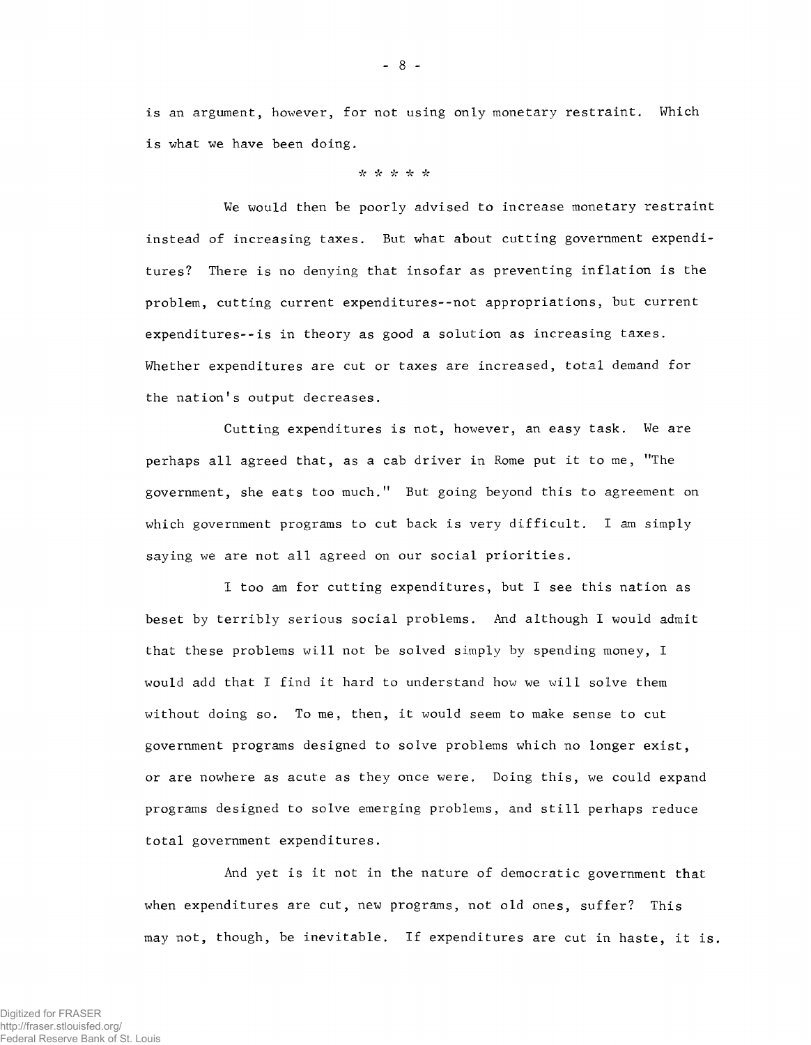is an argument, however, for not using only monetary restraint. Which is what we have been doing.

\* \* \* \* \*

We would then be poorly advised to increase monetary restraint instead of increasing taxes. But what about cutting government expenditures? There is no denying that insofar as preventing inflation is the problem, cutting current expenditures--not appropriations, but current expenditures--is in theory as good a solution as increasing taxes. Whether expenditures are cut or taxes are increased, total demand for the nation's output decreases.

Cutting expenditures is not, however, an easy task. We are perhaps all agreed that, as a cab driver in Rome put it to me, "The government, she eats too much." But going beyond this to agreement on which government programs to cut back is very difficult. I am simply saying we are not all agreed on our social priorities.

I too am for cutting expenditures, but I see this nation as beset by terribly serious social problems. And although I would admit that these problems will not be solved simply by spending money, I would add that I find it hard to understand how we will solve them without doing so. To me, then, it would seem to make sense to cut government programs designed to solve problems which no longer exist, or are nowhere as acute as they once were. Doing this, we could expand programs designed to solve emerging problems, and still perhaps reduce total government expenditures.

And yet is it not in the nature of democratic government that when expenditures are cut, new programs, not old ones, suffer? This may not, though, be inevitable. If expenditures are cut in haste, it is.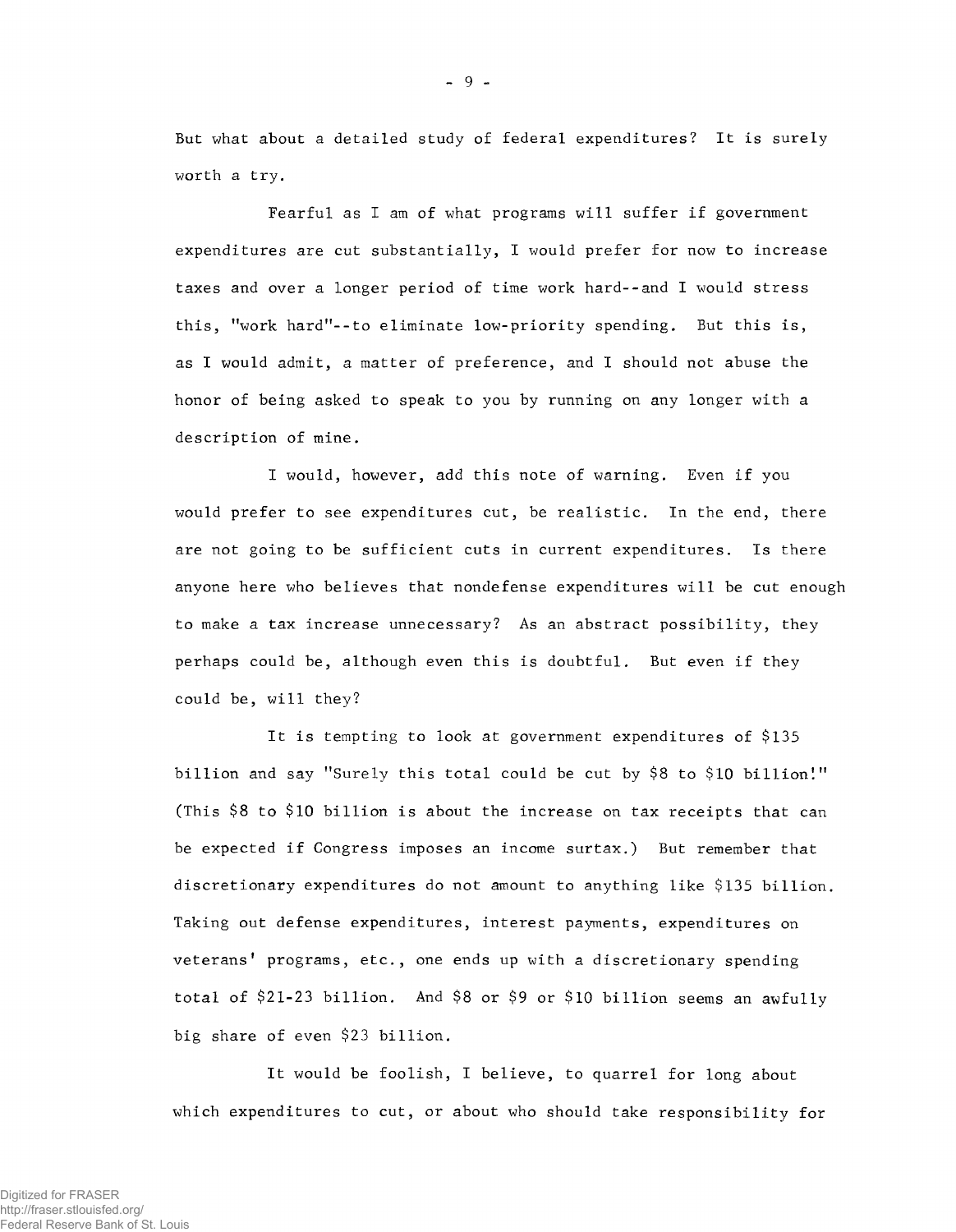But what about a detailed study of federal expenditures? It is surely worth a try.

Fearful as I am of what programs will suffer if government expenditures are cut substantially, I would prefer for now to increase taxes and over a longer period of time work hard--and I would stress this, "work hard"--to eliminate low-priority spending. But this is, as I would admit, a matter of preference, and I should not abuse the honor of being asked to speak to you by running on any longer with a description of mine.

I would, however, add this note of warning. Even if you would prefer to see expenditures cut, be realistic. In the end, there are not going to be sufficient cuts in current expenditures. Is there anyone here who believes that nondefense expenditures will be cut enough to make a tax increase unnecessary? As an abstract possibility, they perhaps could be, although even this is doubtful. But even if they could be, will they?

It is tempting to look at government expenditures of $135 billion and say "Surely this total could be cut by $8 to $10 billion!" (This $8 to $10 billion is about the increase on tax receipts that can be expected if Congress imposes an income surtax.) But remember that discretionary expenditures do not amount to anything like $135 billion. Taking out defense expenditures, interest payments, expenditures on veterans' programs, etc., one ends up with a discretionary spending total of $21-23 billion. And $8 or $9 or $10 billion seems an awfully big share of even $23 billion.

It would be foolish, I believe, to quarrel for long about which expenditures to cut, or about who should take responsibility for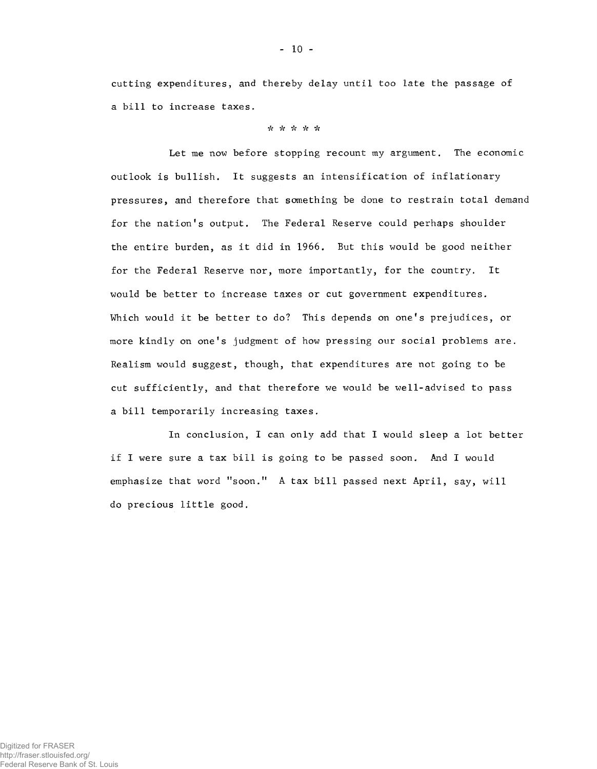cutting expenditures, and thereby delay until too late the passage of a bill to increase taxes.

* * * * *

Let me now before stopping recount my argument. The economic outlook is bullish. It suggests an intensification of inflationary pressures, and therefore that something be done to restrain total demand for the nation's output. The Federal Reserve could perhaps shoulder the entire burden, as it did in 1966. But this would be good neither for the Federal Reserve nor, more importantly, for the country. It would be better to increase taxes or cut government expenditures. Which would it be better to do? This depends on one's prejudices, or more kindly on one's judgment of how pressing our social problems are. Realism would suggest, though, that expenditures are not going to be cut sufficiently, and that therefore we would be well-advised to pass a bill temporarily increasing taxes.

In conclusion, I can only add that I would sleep a lot better if I were sure a tax bill is going to be passed soon. And I would emphasize that word "soon." A tax bill passed next April, say, will do precious little good.